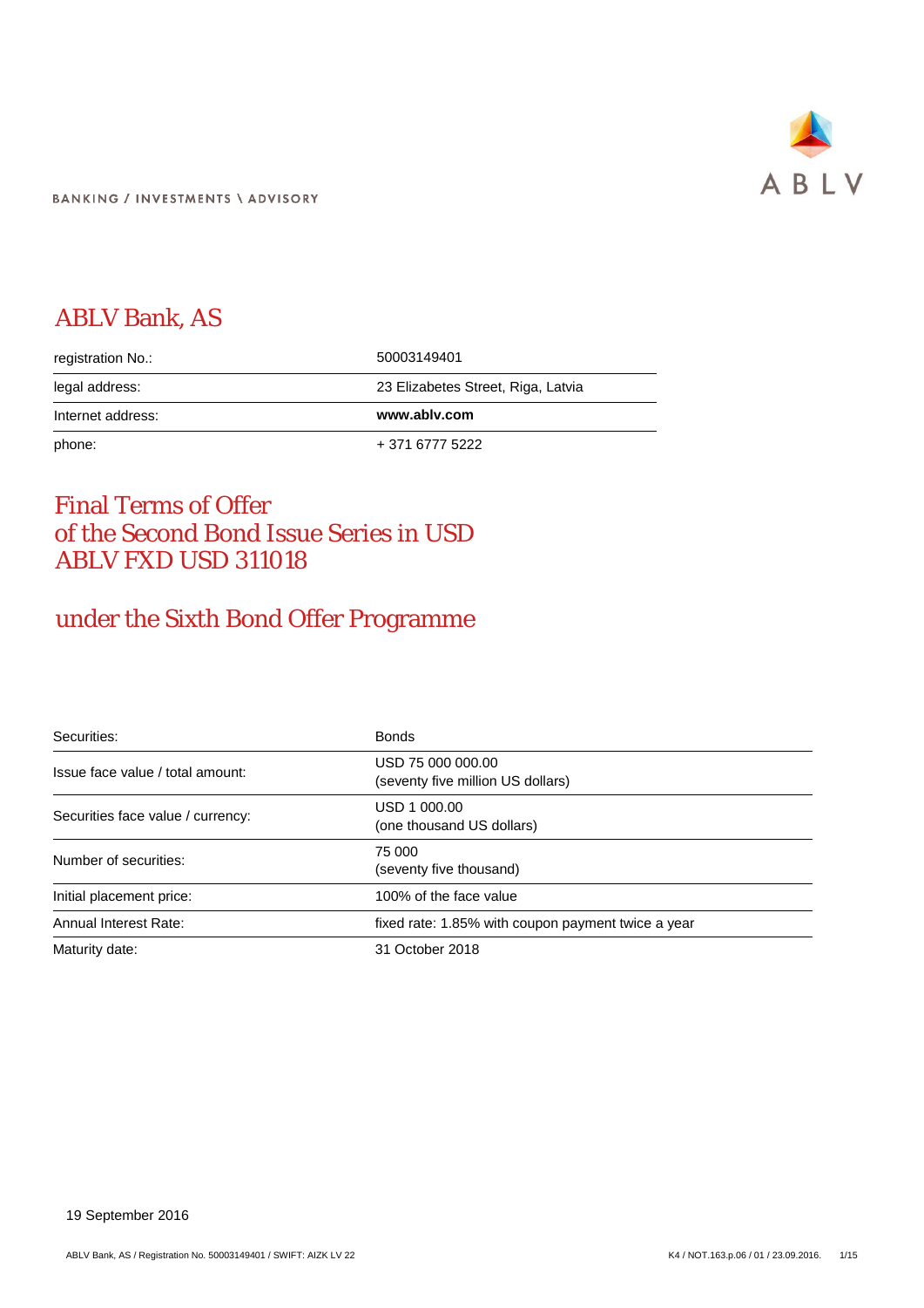BANKING / INVESTMENTS \ ADVISORY

ABLV

# ABLV Bank, AS

| registration No.: | 50003149401 |
|---|---|
| legal address: | 23 Elizabetes Street, Riga, Latvia |
| Internet address: | **www.ablv.com** |
| phone: | + 371 6777 5222 |

# Final Terms of Offer of the Second Bond Issue Series in USD ABLV FXD USD 311018

## under the Sixth Bond Offer Programme

| Securities: | Bonds |
|---|---|
| Issue face value / total amount: | USD 75 000 000.00 (seventy five million US dollars) |
| Securities face value / currency: | USD 1 000.00 (one thousand US dollars) |
| Number of securities: | 75 000 (seventy five thousand) |
| Initial placement price: | 100% of the face value |
| Annual Interest Rate: | fixed rate: 1.85% with coupon payment twice a year |
| Maturity date: | 31 October 2018 |

19 September 2016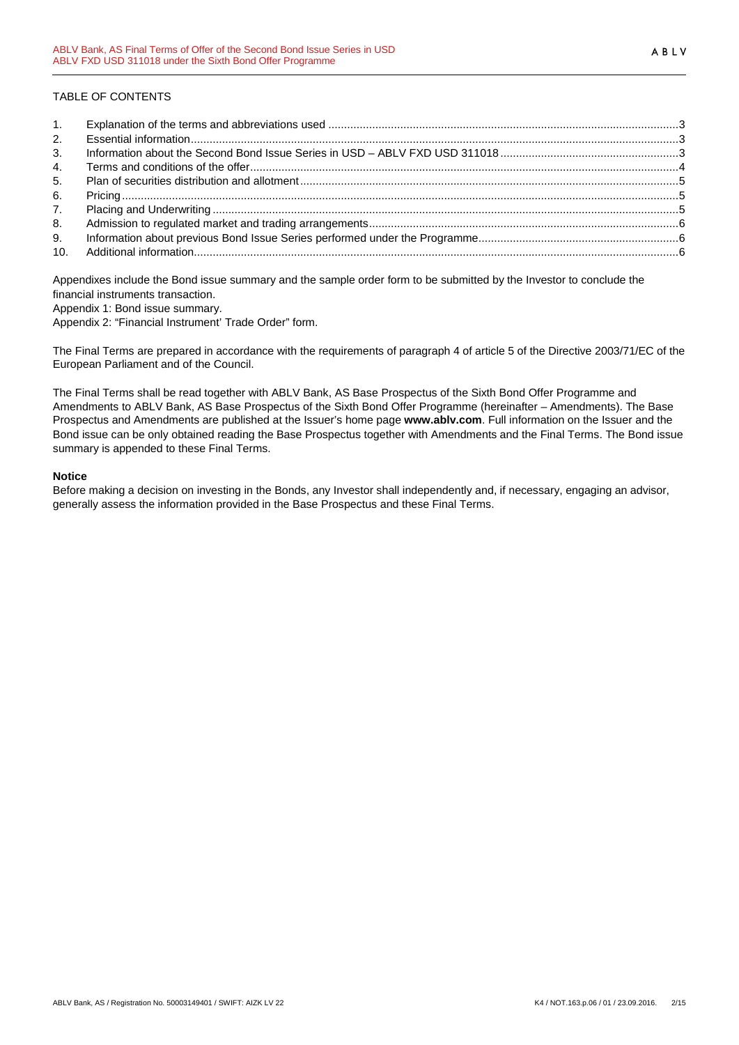TABLE OF CONTENTS

1. Explanation of the terms and abbreviations used ..... 3
2. Essential information ..... 3
3. Information about the Second Bond Issue Series in USD – ABLV FXD USD 311018 ..... 3
4. Terms and conditions of the offer ..... 4
5. Plan of securities distribution and allotment ..... 5
6. Pricing ..... 5
7. Placing and Underwriting ..... 5
8. Admission to regulated market and trading arrangements ..... 6
9. Information about previous Bond Issue Series performed under the Programme ..... 6
10. Additional information ..... 6

Appendixes include the Bond issue summary and the sample order form to be submitted by the Investor to conclude the financial instruments transaction.

Appendix 1: Bond issue summary.

Appendix 2: "Financial Instrument' Trade Order" form.

The Final Terms are prepared in accordance with the requirements of paragraph 4 of article 5 of the Directive 2003/71/EC of the European Parliament and of the Council.

The Final Terms shall be read together with ABLV Bank, AS Base Prospectus of the Sixth Bond Offer Programme and Amendments to ABLV Bank, AS Base Prospectus of the Sixth Bond Offer Programme (hereinafter – Amendments). The Base Prospectus and Amendments are published at the Issuer's home page **www.ablv.com**. Full information on the Issuer and the Bond issue can be only obtained reading the Base Prospectus together with Amendments and the Final Terms. The Bond issue summary is appended to these Final Terms.

**Notice**

Before making a decision on investing in the Bonds, any Investor shall independently and, if necessary, engaging an advisor, generally assess the information provided in the Base Prospectus and these Final Terms.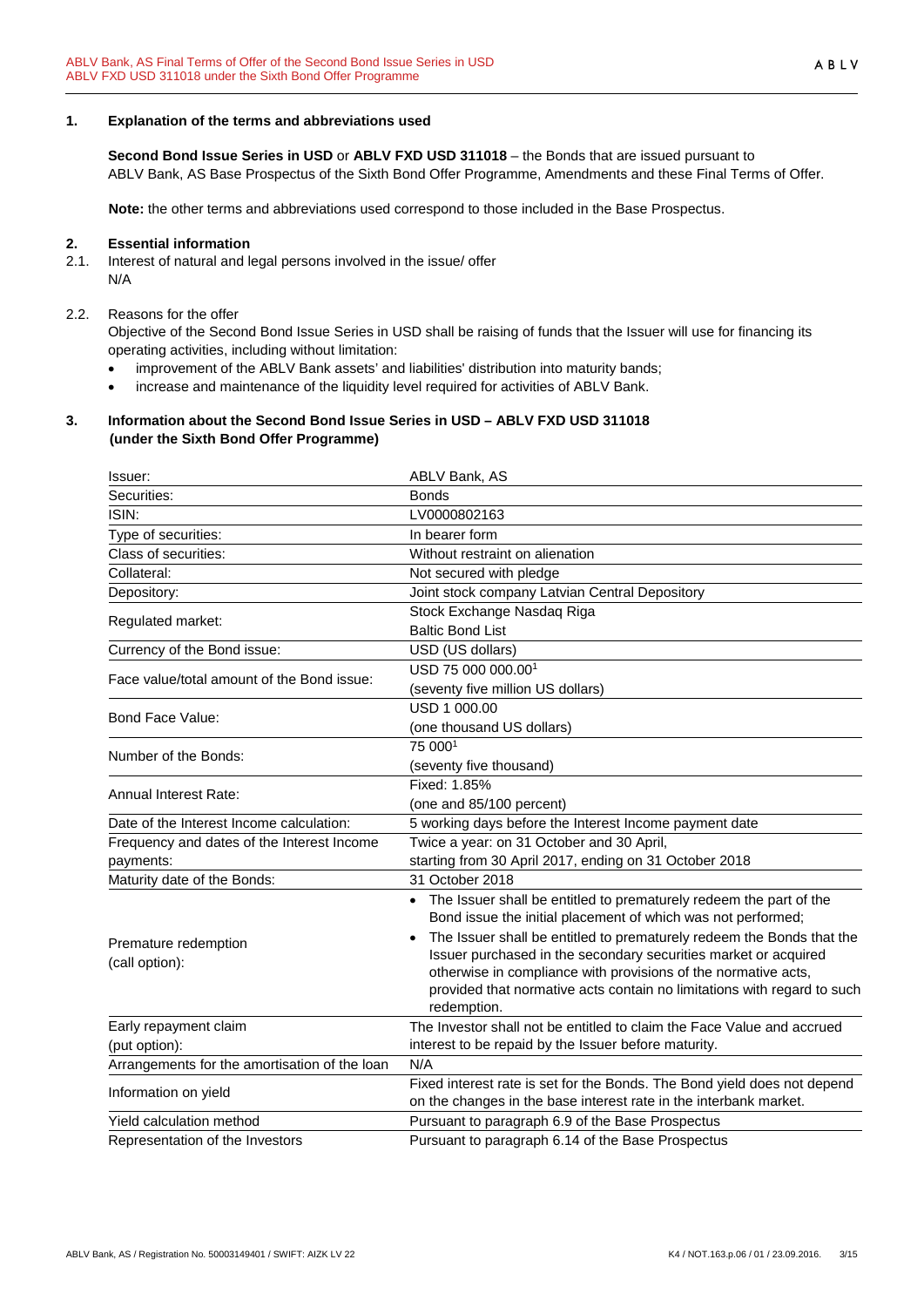## 1. Explanation of the terms and abbreviations used

**Second Bond Issue Series in USD** or **ABLV FXD USD 311018** – the Bonds that are issued pursuant to ABLV Bank, AS Base Prospectus of the Sixth Bond Offer Programme, Amendments and these Final Terms of Offer.

**Note:** the other terms and abbreviations used correspond to those included in the Base Prospectus.

## 2. Essential information

2.1. Interest of natural and legal persons involved in the issue/ offer

N/A

2.2. Reasons for the offer

Objective of the Second Bond Issue Series in USD shall be raising of funds that the Issuer will use for financing its operating activities, including without limitation:

- improvement of the ABLV Bank assets' and liabilities' distribution into maturity bands;
- increase and maintenance of the liquidity level required for activities of ABLV Bank.

## 3. Information about the Second Bond Issue Series in USD – ABLV FXD USD 311018 (under the Sixth Bond Offer Programme)

| | |
|---|---|
| Issuer: | ABLV Bank, AS |
| Securities: | Bonds |
| ISIN: | LV0000802163 |
| Type of securities: | In bearer form |
| Class of securities: | Without restraint on alienation |
| Collateral: | Not secured with pledge |
| Depository: | Joint stock company Latvian Central Depository |
| Regulated market: | Stock Exchange Nasdaq Riga<br>Baltic Bond List |
| Currency of the Bond issue: | USD (US dollars) |
| Face value/total amount of the Bond issue: | USD 75 000 000.00[1]<br>(seventy five million US dollars) |
| Bond Face Value: | USD 1 000.00<br>(one thousand US dollars) |
| Number of the Bonds: | 75 000[1]<br>(seventy five thousand) |
| Annual Interest Rate: | Fixed: 1.85%<br>(one and 85/100 percent) |
| Date of the Interest Income calculation: | 5 working days before the Interest Income payment date |
| Frequency and dates of the Interest Income payments: | Twice a year: on 31 October and 30 April, starting from 30 April 2017, ending on 31 October 2018 |
| Maturity date of the Bonds: | 31 October 2018 |
| Premature redemption (call option): | • The Issuer shall be entitled to prematurely redeem the part of the Bond issue the initial placement of which was not performed;<br>• The Issuer shall be entitled to prematurely redeem the Bonds that the Issuer purchased in the secondary securities market or acquired otherwise in compliance with provisions of the normative acts, provided that normative acts contain no limitations with regard to such redemption. |
| Early repayment claim (put option): | The Investor shall not be entitled to claim the Face Value and accrued interest to be repaid by the Issuer before maturity. |
| Arrangements for the amortisation of the loan | N/A |
| Information on yield | Fixed interest rate is set for the Bonds. The Bond yield does not depend on the changes in the base interest rate in the interbank market. |
| Yield calculation method | Pursuant to paragraph 6.9 of the Base Prospectus |
| Representation of the Investors | Pursuant to paragraph 6.14 of the Base Prospectus |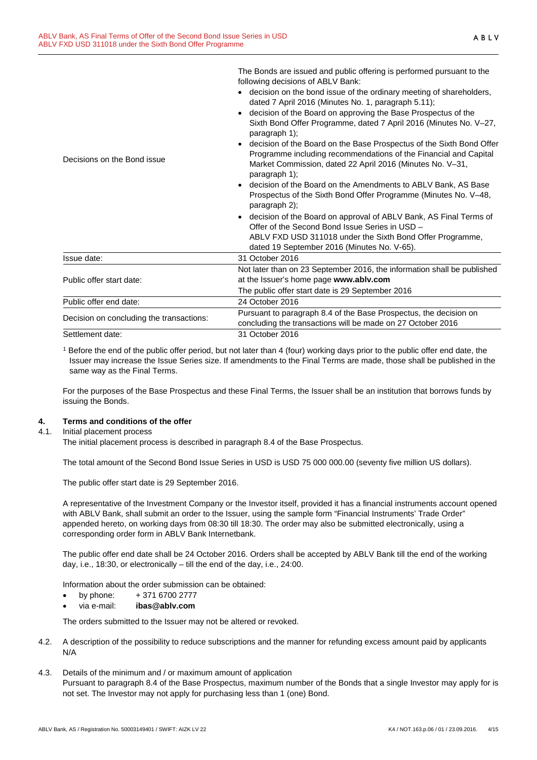| | |
|---|---|
| Decisions on the Bond issue | The Bonds are issued and public offering is performed pursuant to the following decisions of ABLV Bank:<br>• decision on the bond issue of the ordinary meeting of shareholders, dated 7 April 2016 (Minutes No. 1, paragraph 5.11);<br>• decision of the Board on approving the Base Prospectus of the Sixth Bond Offer Programme, dated 7 April 2016 (Minutes No. V–27, paragraph 1);<br>• decision of the Board on the Base Prospectus of the Sixth Bond Offer Programme including recommendations of the Financial and Capital Market Commission, dated 22 April 2016 (Minutes No. V–31, paragraph 1);<br>• decision of the Board on the Amendments to ABLV Bank, AS Base Prospectus of the Sixth Bond Offer Programme (Minutes No. V–48, paragraph 2);<br>• decision of the Board on approval of ABLV Bank, AS Final Terms of Offer of the Second Bond Issue Series in USD – ABLV FXD USD 311018 under the Sixth Bond Offer Programme, dated 19 September 2016 (Minutes No. V-65). |
| Issue date: | 31 October 2016 |
| Public offer start date: | Not later than on 23 September 2016, the information shall be published at the Issuer's home page **www.ablv.com**<br>The public offer start date is 29 September 2016 |
| Public offer end date: | 24 October 2016 |
| Decision on concluding the transactions: | Pursuant to paragraph 8.4 of the Base Prospectus, the decision on concluding the transactions will be made on 27 October 2016 |
| Settlement date: | 31 October 2016 |

[1] Before the end of the public offer period, but not later than 4 (four) working days prior to the public offer end date, the Issuer may increase the Issue Series size. If amendments to the Final Terms are made, those shall be published in the same way as the Final Terms.

For the purposes of the Base Prospectus and these Final Terms, the Issuer shall be an institution that borrows funds by issuing the Bonds.

## 4. Terms and conditions of the offer

4.1. Initial placement process

The initial placement process is described in paragraph 8.4 of the Base Prospectus.

The total amount of the Second Bond Issue Series in USD is USD 75 000 000.00 (seventy five million US dollars).

The public offer start date is 29 September 2016.

A representative of the Investment Company or the Investor itself, provided it has a financial instruments account opened with ABLV Bank, shall submit an order to the Issuer, using the sample form "Financial Instruments' Trade Order" appended hereto, on working days from 08:30 till 18:30. The order may also be submitted electronically, using a corresponding order form in ABLV Bank Internetbank.

The public offer end date shall be 24 October 2016. Orders shall be accepted by ABLV Bank till the end of the working day, i.e., 18:30, or electronically – till the end of the day, i.e., 24:00.

Information about the order submission can be obtained:

- by phone: + 371 6700 2777
- via e-mail: **ibas@ablv.com**

The orders submitted to the Issuer may not be altered or revoked.

4.2. A description of the possibility to reduce subscriptions and the manner for refunding excess amount paid by applicants
N/A

4.3. Details of the minimum and / or maximum amount of application
Pursuant to paragraph 8.4 of the Base Prospectus, maximum number of the Bonds that a single Investor may apply for is not set. The Investor may not apply for purchasing less than 1 (one) Bond.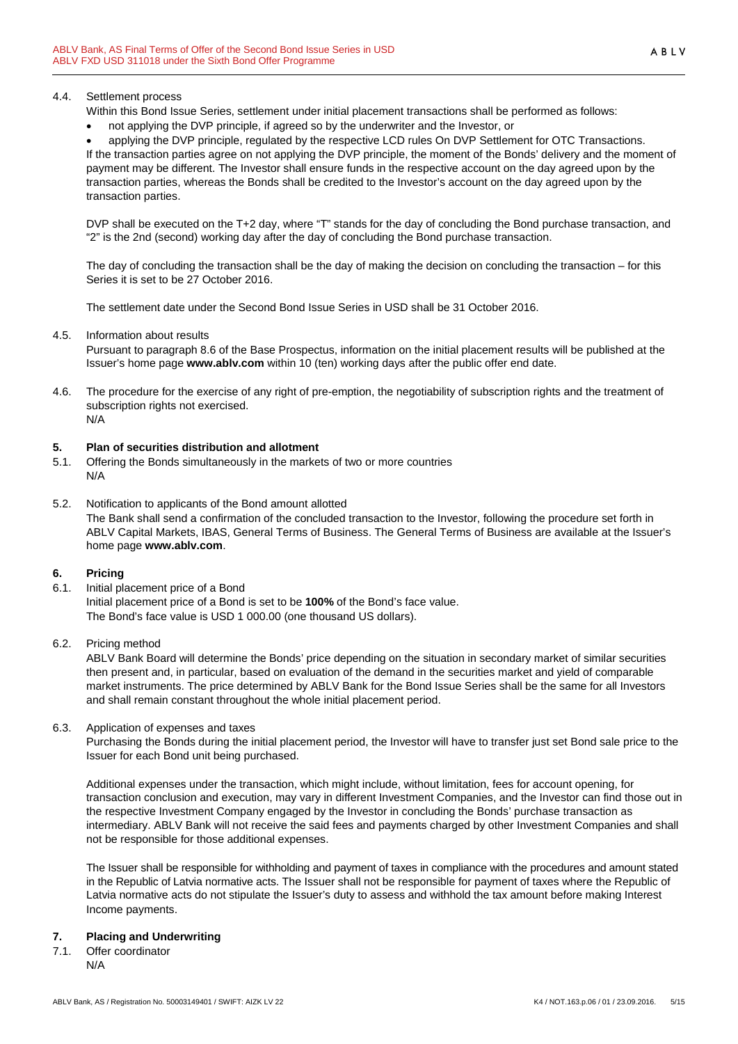4.4. Settlement process

Within this Bond Issue Series, settlement under initial placement transactions shall be performed as follows:

- not applying the DVP principle, if agreed so by the underwriter and the Investor, or
- applying the DVP principle, regulated by the respective LCD rules On DVP Settlement for OTC Transactions.

If the transaction parties agree on not applying the DVP principle, the moment of the Bonds' delivery and the moment of payment may be different. The Investor shall ensure funds in the respective account on the day agreed upon by the transaction parties, whereas the Bonds shall be credited to the Investor's account on the day agreed upon by the transaction parties.

DVP shall be executed on the T+2 day, where "T" stands for the day of concluding the Bond purchase transaction, and "2" is the 2nd (second) working day after the day of concluding the Bond purchase transaction.

The day of concluding the transaction shall be the day of making the decision on concluding the transaction – for this Series it is set to be 27 October 2016.

The settlement date under the Second Bond Issue Series in USD shall be 31 October 2016.

4.5. Information about results

Pursuant to paragraph 8.6 of the Base Prospectus, information on the initial placement results will be published at the Issuer's home page **www.ablv.com** within 10 (ten) working days after the public offer end date.

4.6. The procedure for the exercise of any right of pre-emption, the negotiability of subscription rights and the treatment of subscription rights not exercised.

N/A

## 5. Plan of securities distribution and allotment

5.1. Offering the Bonds simultaneously in the markets of two or more countries

N/A

5.2. Notification to applicants of the Bond amount allotted

The Bank shall send a confirmation of the concluded transaction to the Investor, following the procedure set forth in ABLV Capital Markets, IBAS, General Terms of Business. The General Terms of Business are available at the Issuer's home page **www.ablv.com**.

## 6. Pricing

6.1. Initial placement price of a Bond

Initial placement price of a Bond is set to be **100%** of the Bond's face value.
The Bond's face value is USD 1 000.00 (one thousand US dollars).

6.2. Pricing method

ABLV Bank Board will determine the Bonds' price depending on the situation in secondary market of similar securities then present and, in particular, based on evaluation of the demand in the securities market and yield of comparable market instruments. The price determined by ABLV Bank for the Bond Issue Series shall be the same for all Investors and shall remain constant throughout the whole initial placement period.

6.3. Application of expenses and taxes

Purchasing the Bonds during the initial placement period, the Investor will have to transfer just set Bond sale price to the Issuer for each Bond unit being purchased.

Additional expenses under the transaction, which might include, without limitation, fees for account opening, for transaction conclusion and execution, may vary in different Investment Companies, and the Investor can find those out in the respective Investment Company engaged by the Investor in concluding the Bonds' purchase transaction as intermediary. ABLV Bank will not receive the said fees and payments charged by other Investment Companies and shall not be responsible for those additional expenses.

The Issuer shall be responsible for withholding and payment of taxes in compliance with the procedures and amount stated in the Republic of Latvia normative acts. The Issuer shall not be responsible for payment of taxes where the Republic of Latvia normative acts do not stipulate the Issuer's duty to assess and withhold the tax amount before making Interest Income payments.

## 7. Placing and Underwriting

7.1. Offer coordinator

N/A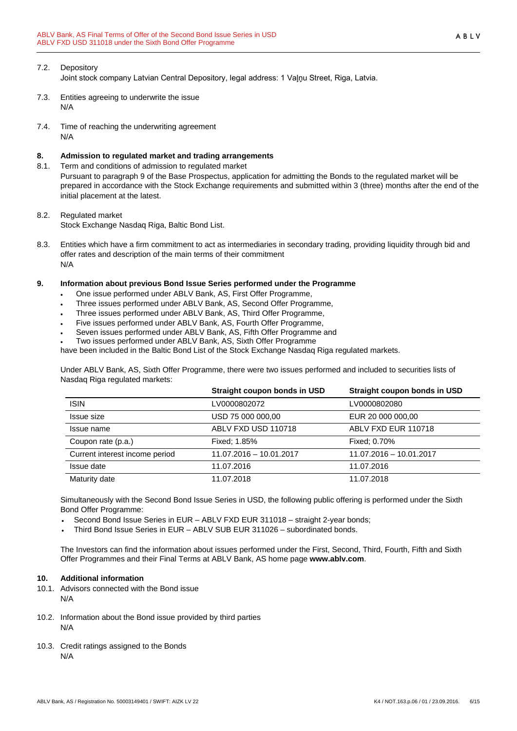7.2. Depository

Joint stock company Latvian Central Depository, legal address: 1 Vaļņu Street, Riga, Latvia.

7.3. Entities agreeing to underwrite the issue

N/A

7.4. Time of reaching the underwriting agreement

N/A

## 8. Admission to regulated market and trading arrangements

8.1. Term and conditions of admission to regulated market

Pursuant to paragraph 9 of the Base Prospectus, application for admitting the Bonds to the regulated market will be prepared in accordance with the Stock Exchange requirements and submitted within 3 (three) months after the end of the initial placement at the latest.

8.2. Regulated market

Stock Exchange Nasdaq Riga, Baltic Bond List.

8.3. Entities which have a firm commitment to act as intermediaries in secondary trading, providing liquidity through bid and offer rates and description of the main terms of their commitment

N/A

## 9. Information about previous Bond Issue Series performed under the Programme

- One issue performed under ABLV Bank, AS, First Offer Programme,
- Three issues performed under ABLV Bank, AS, Second Offer Programme,
- Three issues performed under ABLV Bank, AS, Third Offer Programme,
- Five issues performed under ABLV Bank, AS, Fourth Offer Programme,
- Seven issues performed under ABLV Bank, AS, Fifth Offer Programme and
- Two issues performed under ABLV Bank, AS, Sixth Offer Programme

have been included in the Baltic Bond List of the Stock Exchange Nasdaq Riga regulated markets.

Under ABLV Bank, AS, Sixth Offer Programme, there were two issues performed and included to securities lists of Nasdaq Riga regulated markets:

| | Straight coupon bonds in USD | Straight coupon bonds in USD |
|---|---|---|
| ISIN | LV0000802072 | LV0000802080 |
| Issue size | USD 75 000 000,00 | EUR 20 000 000,00 |
| Issue name | ABLV FXD USD 110718 | ABLV FXD EUR 110718 |
| Coupon rate (p.a.) | Fixed; 1.85% | Fixed; 0.70% |
| Current interest income period | 11.07.2016 – 10.01.2017 | 11.07.2016 – 10.01.2017 |
| Issue date | 11.07.2016 | 11.07.2016 |
| Maturity date | 11.07.2018 | 11.07.2018 |

Simultaneously with the Second Bond Issue Series in USD, the following public offering is performed under the Sixth Bond Offer Programme:

- Second Bond Issue Series in EUR – ABLV FXD EUR 311018 – straight 2-year bonds;
- Third Bond Issue Series in EUR – ABLV SUB EUR 311026 – subordinated bonds.

The Investors can find the information about issues performed under the First, Second, Third, Fourth, Fifth and Sixth Offer Programmes and their Final Terms at ABLV Bank, AS home page **www.ablv.com**.

## 10. Additional information

10.1. Advisors connected with the Bond issue

N/A

10.2. Information about the Bond issue provided by third parties

N/A

10.3. Credit ratings assigned to the Bonds

N/A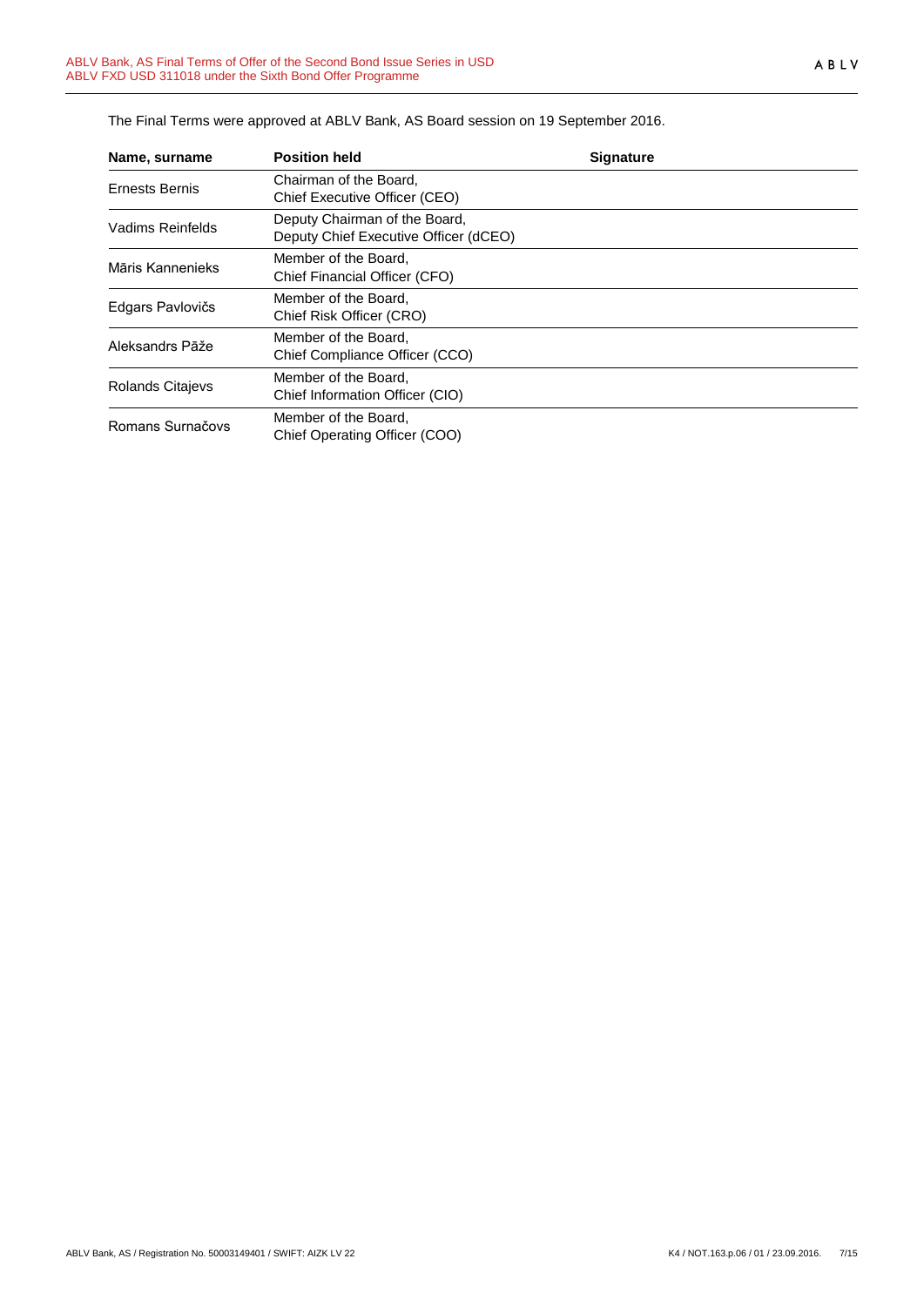The Final Terms were approved at ABLV Bank, AS Board session on 19 September 2016.

| Name, surname | Position held | Signature |
|---|---|---|
| Ernests Bernis | Chairman of the Board, Chief Executive Officer (CEO) | |
| Vadims Reinfelds | Deputy Chairman of the Board, Deputy Chief Executive Officer (dCEO) | |
| Māris Kannenieks | Member of the Board, Chief Financial Officer (CFO) | |
| Edgars Pavlovičs | Member of the Board, Chief Risk Officer (CRO) | |
| Aleksandrs Pāže | Member of the Board, Chief Compliance Officer (CCO) | |
| Rolands Citajevs | Member of the Board, Chief Information Officer (CIO) | |
| Romans Surnačovs | Member of the Board, Chief Operating Officer (COO) | |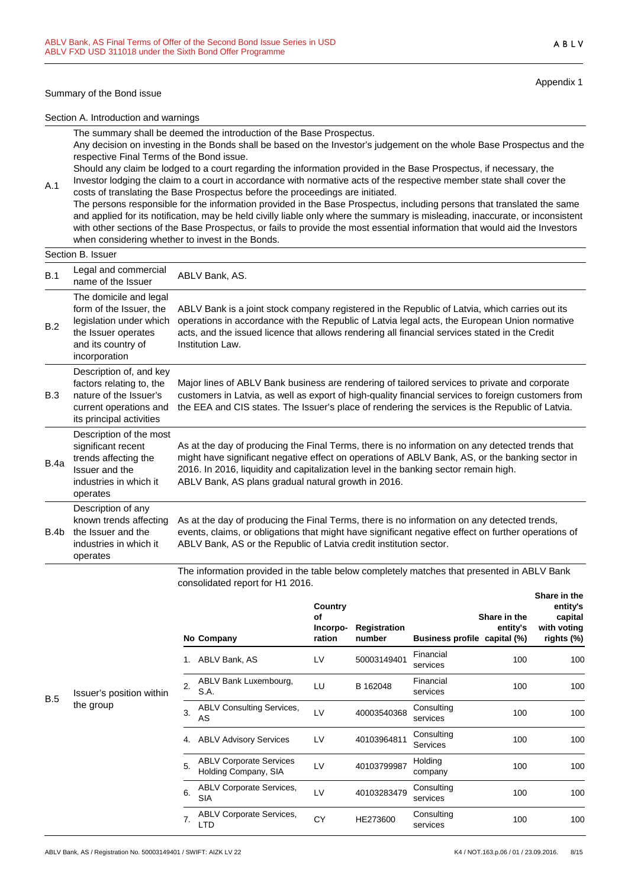Appendix 1

## Summary of the Bond issue

### Section A. Introduction and warnings

| | |
|---|---|
| A.1 | The summary shall be deemed the introduction of the Base Prospectus.<br>Any decision on investing in the Bonds shall be based on the Investor's judgement on the whole Base Prospectus and the respective Final Terms of the Bond issue.<br>Should any claim be lodged to a court regarding the information provided in the Base Prospectus, if necessary, the Investor lodging the claim to a court in accordance with normative acts of the respective member state shall cover the costs of translating the Base Prospectus before the proceedings are initiated.<br>The persons responsible for the information provided in the Base Prospectus, including persons that translated the same and applied for its notification, may be held civilly liable only where the summary is misleading, inaccurate, or inconsistent with other sections of the Base Prospectus, or fails to provide the most essential information that would aid the Investors when considering whether to invest in the Bonds. |

### Section B. Issuer

| | | |
|---|---|---|
| B.1 | Legal and commercial name of the Issuer | ABLV Bank, AS. |
| B.2 | The domicile and legal form of the Issuer, the legislation under which the Issuer operates and its country of incorporation | ABLV Bank is a joint stock company registered in the Republic of Latvia, which carries out its operations in accordance with the Republic of Latvia legal acts, the European Union normative acts, and the issued licence that allows rendering all financial services stated in the Credit Institution Law. |
| B.3 | Description of, and key factors relating to, the nature of the Issuer's current operations and its principal activities | Major lines of ABLV Bank business are rendering of tailored services to private and corporate customers in Latvia, as well as export of high-quality financial services to foreign customers from the EEA and CIS states. The Issuer's place of rendering the services is the Republic of Latvia. |
| B.4a | Description of the most significant recent trends affecting the Issuer and the industries in which it operates | As at the day of producing the Final Terms, there is no information on any detected trends that might have significant negative effect on operations of ABLV Bank, AS, or the banking sector in 2016. In 2016, liquidity and capitalization level in the banking sector remain high.<br>ABLV Bank, AS plans gradual natural growth in 2016. |
| B.4b | Description of any known trends affecting the Issuer and the industries in which it operates | As at the day of producing the Final Terms, there is no information on any detected trends, events, claims, or obligations that might have significant negative effect on further operations of ABLV Bank, AS or the Republic of Latvia credit institution sector. |
| B.5 | Issuer's position within the group | The information provided in the table below completely matches that presented in ABLV Bank consolidated report for H1 2016. |

| No | Company | Country of Incorporation | Registration number | Business profile | Share in the entity's capital (%) | Share in the entity's capital with voting rights (%) |
|---|---|---|---|---|---|---|
| 1. | ABLV Bank, AS | LV | 50003149401 | Financial services | 100 | 100 |
| 2. | ABLV Bank Luxembourg, S.A. | LU | B 162048 | Financial services | 100 | 100 |
| 3. | ABLV Consulting Services, AS | LV | 40003540368 | Consulting services | 100 | 100 |
| 4. | ABLV Advisory Services | LV | 40103964811 | Consulting Services | 100 | 100 |
| 5. | ABLV Corporate Services Holding Company, SIA | LV | 40103799987 | Holding company | 100 | 100 |
| 6. | ABLV Corporate Services, SIA | LV | 40103283479 | Consulting services | 100 | 100 |
| 7. | ABLV Corporate Services, LTD | CY | HE273600 | Consulting services | 100 | 100 |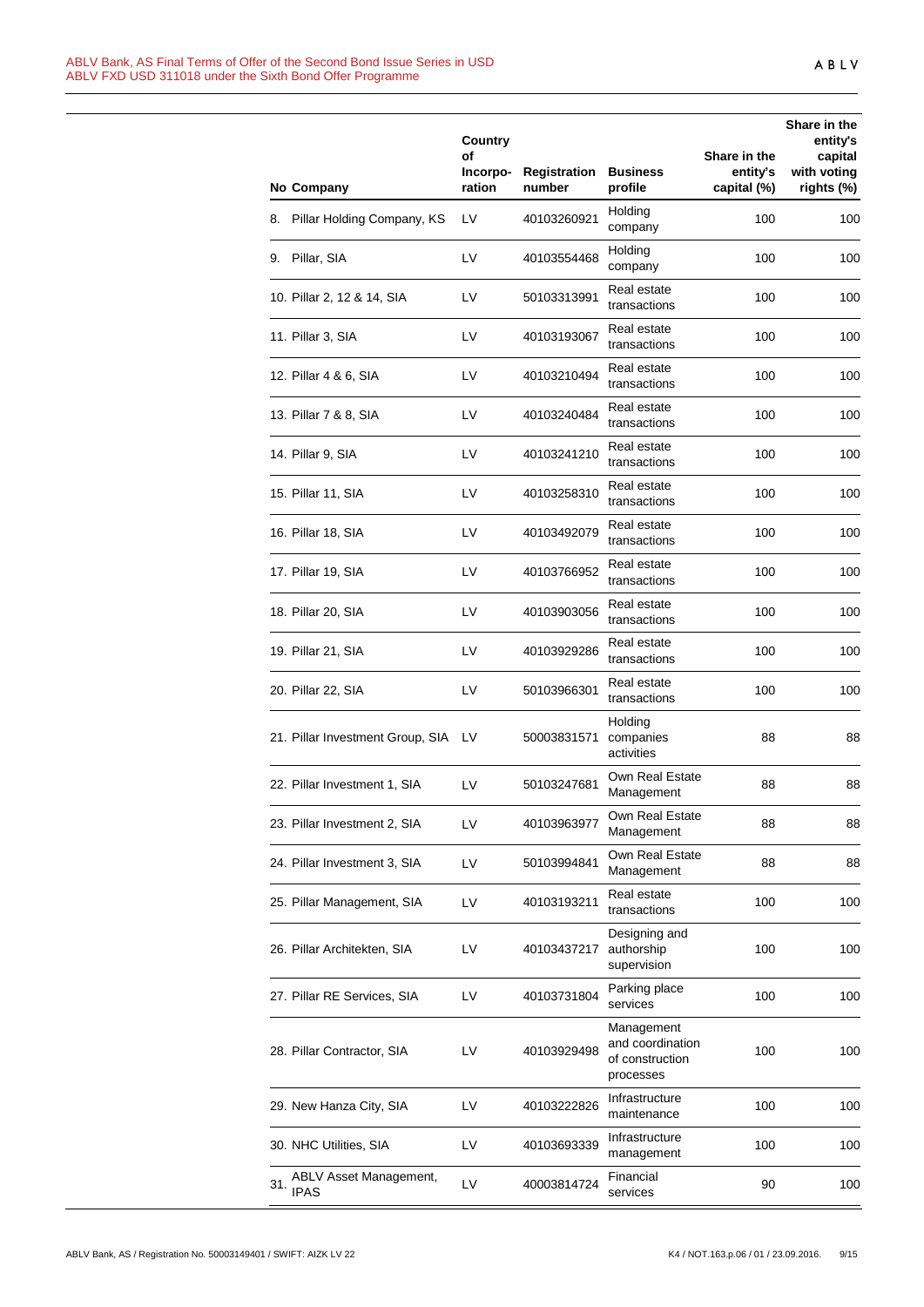| No | Company | Country of Incorpo-ration | Registration number | Business profile | Share in the entity's capital (%) | Share in the entity's capital with voting rights (%) |
|---|---|---|---|---|---|---|
| 8. | Pillar Holding Company, KS | LV | 40103260921 | Holding company | 100 | 100 |
| 9. | Pillar, SIA | LV | 40103554468 | Holding company | 100 | 100 |
| 10. | Pillar 2, 12 & 14, SIA | LV | 50103313991 | Real estate transactions | 100 | 100 |
| 11. | Pillar 3, SIA | LV | 40103193067 | Real estate transactions | 100 | 100 |
| 12. | Pillar 4 & 6, SIA | LV | 40103210494 | Real estate transactions | 100 | 100 |
| 13. | Pillar 7 & 8, SIA | LV | 40103240484 | Real estate transactions | 100 | 100 |
| 14. | Pillar 9, SIA | LV | 40103241210 | Real estate transactions | 100 | 100 |
| 15. | Pillar 11, SIA | LV | 40103258310 | Real estate transactions | 100 | 100 |
| 16. | Pillar 18, SIA | LV | 40103492079 | Real estate transactions | 100 | 100 |
| 17. | Pillar 19, SIA | LV | 40103766952 | Real estate transactions | 100 | 100 |
| 18. | Pillar 20, SIA | LV | 40103903056 | Real estate transactions | 100 | 100 |
| 19. | Pillar 21, SIA | LV | 40103929286 | Real estate transactions | 100 | 100 |
| 20. | Pillar 22, SIA | LV | 50103966301 | Real estate transactions | 100 | 100 |
| 21. | Pillar Investment Group, SIA | LV | 50003831571 | Holding companies activities | 88 | 88 |
| 22. | Pillar Investment 1, SIA | LV | 50103247681 | Own Real Estate Management | 88 | 88 |
| 23. | Pillar Investment 2, SIA | LV | 40103963977 | Own Real Estate Management | 88 | 88 |
| 24. | Pillar Investment 3, SIA | LV | 50103994841 | Own Real Estate Management | 88 | 88 |
| 25. | Pillar Management, SIA | LV | 40103193211 | Real estate transactions | 100 | 100 |
| 26. | Pillar Architekten, SIA | LV | 40103437217 | Designing and authorship supervision | 100 | 100 |
| 27. | Pillar RE Services, SIA | LV | 40103731804 | Parking place services | 100 | 100 |
| 28. | Pillar Contractor, SIA | LV | 40103929498 | Management and coordination of construction processes | 100 | 100 |
| 29. | New Hanza City, SIA | LV | 40103222826 | Infrastructure maintenance | 100 | 100 |
| 30. | NHC Utilities, SIA | LV | 40103693339 | Infrastructure management | 100 | 100 |
| 31. | ABLV Asset Management, IPAS | LV | 40003814724 | Financial services | 90 | 100 |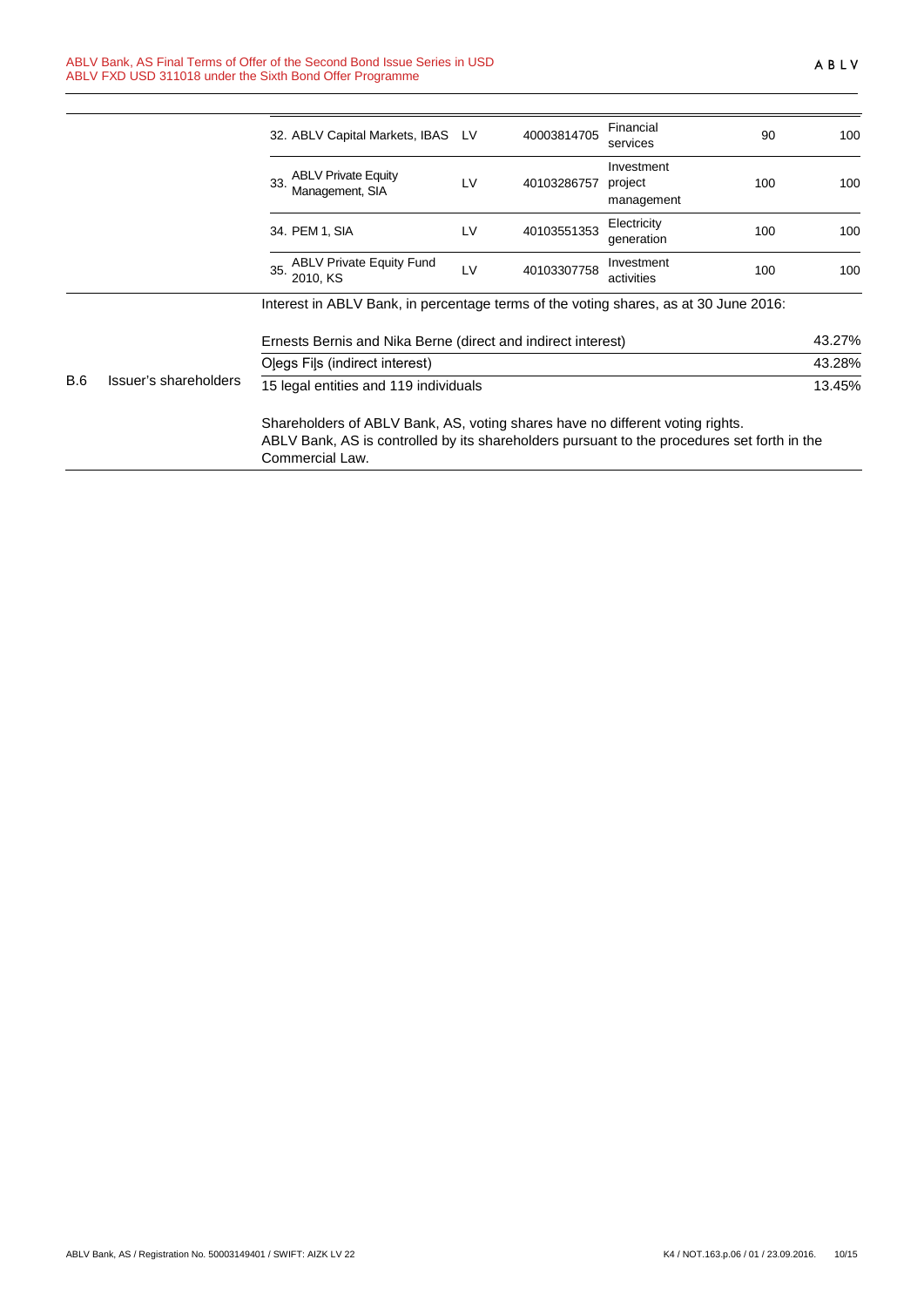|  |  | 32. ABLV Capital Markets, IBAS | LV | 40003814705 | Financial services | 90 | 100 |
|---|---|---|---|---|---|---|---|
|  |  | 33. ABLV Private Equity Management, SIA | LV | 40103286757 | Investment project management | 100 | 100 |
|  |  | 34. PEM 1, SIA | LV | 40103551353 | Electricity generation | 100 | 100 |
|  |  | 35. ABLV Private Equity Fund 2010, KS | LV | 40103307758 | Investment activities | 100 | 100 |

| | | | |
|---|---|---|---|
| B.6 | Issuer's shareholders | Interest in ABLV Bank, in percentage terms of the voting shares, as at 30 June 2016: | |
| | | Ernests Bernis and Nika Berne (direct and indirect interest) | 43.27% |
| | | Oļegs Fiļs (indirect interest) | 43.28% |
| | | 15 legal entities and 119 individuals | 13.45% |
| | | Shareholders of ABLV Bank, AS, voting shares have no different voting rights. ABLV Bank, AS is controlled by its shareholders pursuant to the procedures set forth in the Commercial Law. | |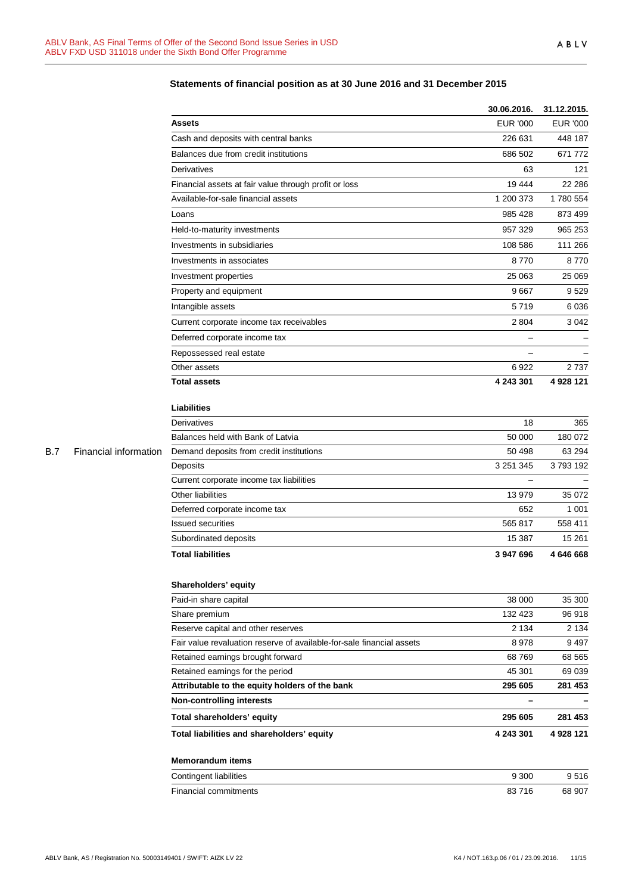## Statements of financial position as at 30 June 2016 and 31 December 2015

B.7 Financial information

| | 30.06.2016. | 31.12.2015. |
|---|---|---|
| **Assets** | EUR '000 | EUR '000 |
| Cash and deposits with central banks | 226 631 | 448 187 |
| Balances due from credit institutions | 686 502 | 671 772 |
| Derivatives | 63 | 121 |
| Financial assets at fair value through profit or loss | 19 444 | 22 286 |
| Available-for-sale financial assets | 1 200 373 | 1 780 554 |
| Loans | 985 428 | 873 499 |
| Held-to-maturity investments | 957 329 | 965 253 |
| Investments in subsidiaries | 108 586 | 111 266 |
| Investments in associates | 8 770 | 8 770 |
| Investment properties | 25 063 | 25 069 |
| Property and equipment | 9 667 | 9 529 |
| Intangible assets | 5 719 | 6 036 |
| Current corporate income tax receivables | 2 804 | 3 042 |
| Deferred corporate income tax | – | – |
| Repossessed real estate | – | – |
| Other assets | 6 922 | 2 737 |
| **Total assets** | **4 243 301** | **4 928 121** |
| **Liabilities** | | |
| Derivatives | 18 | 365 |
| Balances held with Bank of Latvia | 50 000 | 180 072 |
| Demand deposits from credit institutions | 50 498 | 63 294 |
| Deposits | 3 251 345 | 3 793 192 |
| Current corporate income tax liabilities | – | – |
| Other liabilities | 13 979 | 35 072 |
| Deferred corporate income tax | 652 | 1 001 |
| Issued securities | 565 817 | 558 411 |
| Subordinated deposits | 15 387 | 15 261 |
| **Total liabilities** | **3 947 696** | **4 646 668** |
| **Shareholders' equity** | | |
| Paid-in share capital | 38 000 | 35 300 |
| Share premium | 132 423 | 96 918 |
| Reserve capital and other reserves | 2 134 | 2 134 |
| Fair value revaluation reserve of available-for-sale financial assets | 8 978 | 9 497 |
| Retained earnings brought forward | 68 769 | 68 565 |
| Retained earnings for the period | 45 301 | 69 039 |
| **Attributable to the equity holders of the bank** | **295 605** | **281 453** |
| **Non-controlling interests** | **–** | **–** |
| **Total shareholders' equity** | **295 605** | **281 453** |
| **Total liabilities and shareholders' equity** | **4 243 301** | **4 928 121** |
| **Memorandum items** | | |
| Contingent liabilities | 9 300 | 9 516 |
| Financial commitments | 83 716 | 68 907 |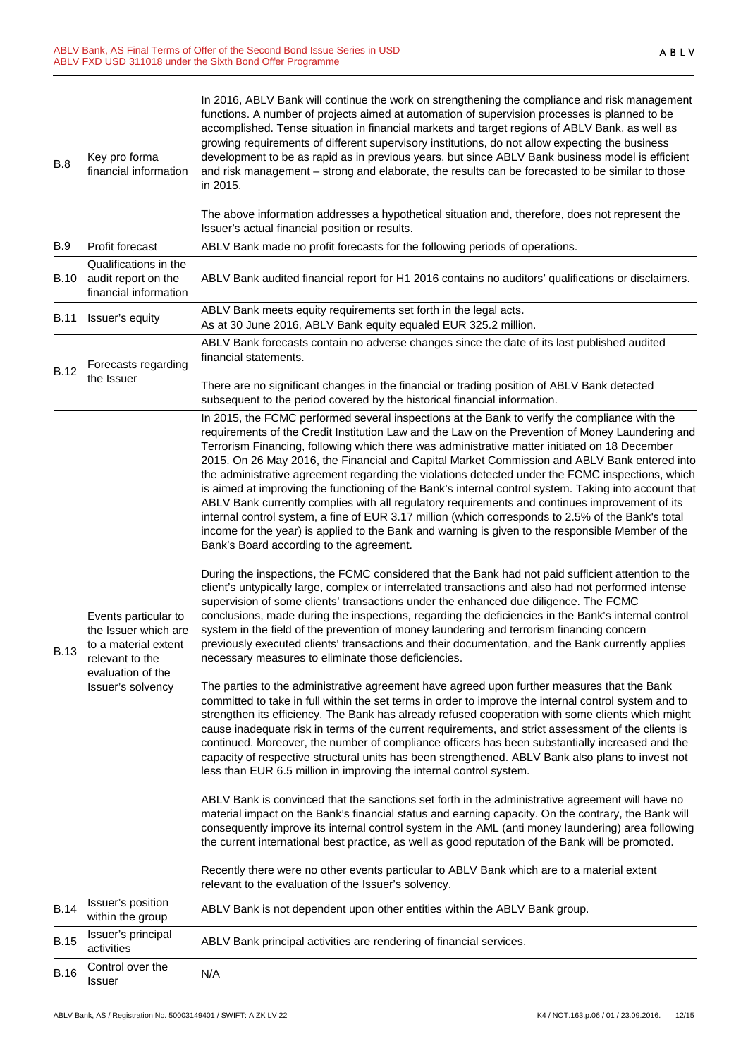| | | |
|---|---|---|
| B.8 | Key pro forma financial information | In 2016, ABLV Bank will continue the work on strengthening the compliance and risk management functions. A number of projects aimed at automation of supervision processes is planned to be accomplished. Tense situation in financial markets and target regions of ABLV Bank, as well as growing requirements of different supervisory institutions, do not allow expecting the business development to be as rapid as in previous years, but since ABLV Bank business model is efficient and risk management – strong and elaborate, the results can be forecasted to be similar to those in 2015.<br><br>The above information addresses a hypothetical situation and, therefore, does not represent the Issuer's actual financial position or results. |
| B.9 | Profit forecast | ABLV Bank made no profit forecasts for the following periods of operations. |
| B.10 | Qualifications in the audit report on the financial information | ABLV Bank audited financial report for H1 2016 contains no auditors' qualifications or disclaimers. |
| B.11 | Issuer's equity | ABLV Bank meets equity requirements set forth in the legal acts.<br>As at 30 June 2016, ABLV Bank equity equaled EUR 325.2 million. |
| B.12 | Forecasts regarding the Issuer | ABLV Bank forecasts contain no adverse changes since the date of its last published audited financial statements.<br><br>There are no significant changes in the financial or trading position of ABLV Bank detected subsequent to the period covered by the historical financial information. |
| B.13 | Events particular to the Issuer which are to a material extent relevant to the evaluation of the Issuer's solvency | In 2015, the FCMC performed several inspections at the Bank to verify the compliance with the requirements of the Credit Institution Law and the Law on the Prevention of Money Laundering and Terrorism Financing, following which there was administrative matter initiated on 18 December 2015. On 26 May 2016, the Financial and Capital Market Commission and ABLV Bank entered into the administrative agreement regarding the violations detected under the FCMC inspections, which is aimed at improving the functioning of the Bank's internal control system. Taking into account that ABLV Bank currently complies with all regulatory requirements and continues improvement of its internal control system, a fine of EUR 3.17 million (which corresponds to 2.5% of the Bank's total income for the year) is applied to the Bank and warning is given to the responsible Member of the Bank's Board according to the agreement.<br><br>During the inspections, the FCMC considered that the Bank had not paid sufficient attention to the client's untypically large, complex or interrelated transactions and also had not performed intense supervision of some clients' transactions under the enhanced due diligence. The FCMC conclusions, made during the inspections, regarding the deficiencies in the Bank's internal control system in the field of the prevention of money laundering and terrorism financing concern previously executed clients' transactions and their documentation, and the Bank currently applies necessary measures to eliminate those deficiencies.<br><br>The parties to the administrative agreement have agreed upon further measures that the Bank committed to take in full within the set terms in order to improve the internal control system and to strengthen its efficiency. The Bank has already refused cooperation with some clients which might cause inadequate risk in terms of the current requirements, and strict assessment of the clients is continued. Moreover, the number of compliance officers has been substantially increased and the capacity of respective structural units has been strengthened. ABLV Bank also plans to invest not less than EUR 6.5 million in improving the internal control system.<br><br>ABLV Bank is convinced that the sanctions set forth in the administrative agreement will have no material impact on the Bank's financial status and earning capacity. On the contrary, the Bank will consequently improve its internal control system in the AML (anti money laundering) area following the current international best practice, as well as good reputation of the Bank will be promoted.<br><br>Recently there were no other events particular to ABLV Bank which are to a material extent relevant to the evaluation of the Issuer's solvency. |
| B.14 | Issuer's position within the group | ABLV Bank is not dependent upon other entities within the ABLV Bank group. |
| B.15 | Issuer's principal activities | ABLV Bank principal activities are rendering of financial services. |
| B.16 | Control over the Issuer | N/A |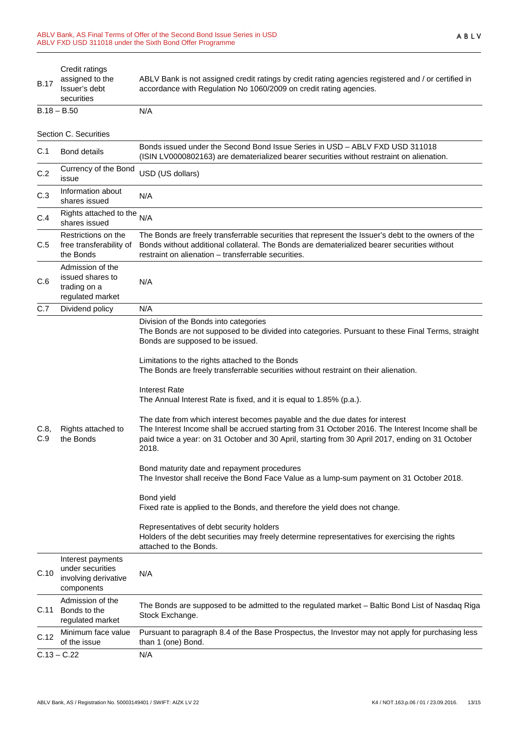| | | |
|---|---|---|
| B.17 | Credit ratings assigned to the Issuer's debt securities | ABLV Bank is not assigned credit ratings by credit rating agencies registered and / or certified in accordance with Regulation No 1060/2009 on credit rating agencies. |
| B.18 – B.50 | | N/A |

Section C. Securities

| | | |
|---|---|---|
| C.1 | Bond details | Bonds issued under the Second Bond Issue Series in USD – ABLV FXD USD 311018 (ISIN LV0000802163) are dematerialized bearer securities without restraint on alienation. |
| C.2 | Currency of the Bond issue | USD (US dollars) |
| C.3 | Information about shares issued | N/A |
| C.4 | Rights attached to the shares issued | N/A |
| C.5 | Restrictions on the free transferability of the Bonds | The Bonds are freely transferrable securities that represent the Issuer's debt to the owners of the Bonds without additional collateral. The Bonds are dematerialized bearer securities without restraint on alienation – transferrable securities. |
| C.6 | Admission of the issued shares to trading on a regulated market | N/A |
| C.7 | Dividend policy | N/A |
| C.8, C.9 | Rights attached to the Bonds | Division of the Bonds into categories<br>The Bonds are not supposed to be divided into categories. Pursuant to these Final Terms, straight Bonds are supposed to be issued.<br><br>Limitations to the rights attached to the Bonds<br>The Bonds are freely transferrable securities without restraint on their alienation.<br><br>Interest Rate<br>The Annual Interest Rate is fixed, and it is equal to 1.85% (p.a.).<br><br>The date from which interest becomes payable and the due dates for interest<br>The Interest Income shall be accrued starting from 31 October 2016. The Interest Income shall be paid twice a year: on 31 October and 30 April, starting from 30 April 2017, ending on 31 October 2018.<br><br>Bond maturity date and repayment procedures<br>The Investor shall receive the Bond Face Value as a lump-sum payment on 31 October 2018.<br><br>Bond yield<br>Fixed rate is applied to the Bonds, and therefore the yield does not change.<br><br>Representatives of debt security holders<br>Holders of the debt securities may freely determine representatives for exercising the rights attached to the Bonds. |
| C.10 | Interest payments under securities involving derivative components | N/A |
| C.11 | Admission of the Bonds to the regulated market | The Bonds are supposed to be admitted to the regulated market – Baltic Bond List of Nasdaq Riga Stock Exchange. |
| C.12 | Minimum face value of the issue | Pursuant to paragraph 8.4 of the Base Prospectus, the Investor may not apply for purchasing less than 1 (one) Bond. |
| C.13 – C.22 | | N/A |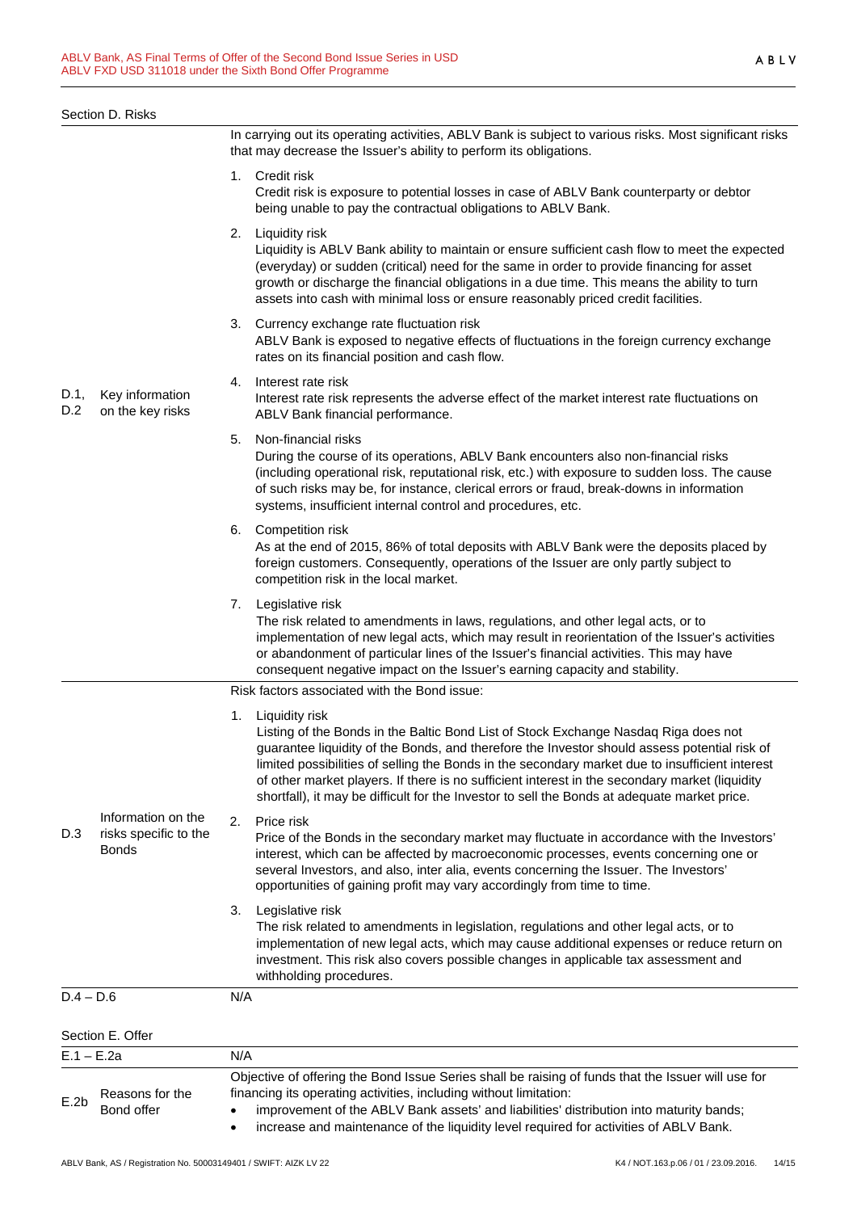Section D. Risks

| | | |
|---|---|---|
| D.1, D.2 | Key information on the key risks | In carrying out its operating activities, ABLV Bank is subject to various risks. Most significant risks that may decrease the Issuer's ability to perform its obligations.<br><br>1. Credit risk<br>Credit risk is exposure to potential losses in case of ABLV Bank counterparty or debtor being unable to pay the contractual obligations to ABLV Bank.<br><br>2. Liquidity risk<br>Liquidity is ABLV Bank ability to maintain or ensure sufficient cash flow to meet the expected (everyday) or sudden (critical) need for the same in order to provide financing for asset growth or discharge the financial obligations in a due time. This means the ability to turn assets into cash with minimal loss or ensure reasonably priced credit facilities.<br><br>3. Currency exchange rate fluctuation risk<br>ABLV Bank is exposed to negative effects of fluctuations in the foreign currency exchange rates on its financial position and cash flow.<br><br>4. Interest rate risk<br>Interest rate risk represents the adverse effect of the market interest rate fluctuations on ABLV Bank financial performance.<br><br>5. Non-financial risks<br>During the course of its operations, ABLV Bank encounters also non-financial risks (including operational risk, reputational risk, etc.) with exposure to sudden loss. The cause of such risks may be, for instance, clerical errors or fraud, break-downs in information systems, insufficient internal control and procedures, etc.<br><br>6. Competition risk<br>As at the end of 2015, 86% of total deposits with ABLV Bank were the deposits placed by foreign customers. Consequently, operations of the Issuer are only partly subject to competition risk in the local market.<br><br>7. Legislative risk<br>The risk related to amendments in laws, regulations, and other legal acts, or to implementation of new legal acts, which may result in reorientation of the Issuer's activities or abandonment of particular lines of the Issuer's financial activities. This may have consequent negative impact on the Issuer's earning capacity and stability. |
| D.3 | Information on the risks specific to the Bonds | Risk factors associated with the Bond issue:<br><br>1. Liquidity risk<br>Listing of the Bonds in the Baltic Bond List of Stock Exchange Nasdaq Riga does not guarantee liquidity of the Bonds, and therefore the Investor should assess potential risk of limited possibilities of selling the Bonds in the secondary market due to insufficient interest of other market players. If there is no sufficient interest in the secondary market (liquidity shortfall), it may be difficult for the Investor to sell the Bonds at adequate market price.<br><br>2. Price risk<br>Price of the Bonds in the secondary market may fluctuate in accordance with the Investors' interest, which can be affected by macroeconomic processes, events concerning one or several Investors, and also, inter alia, events concerning the Issuer. The Investors' opportunities of gaining profit may vary accordingly from time to time.<br><br>3. Legislative risk<br>The risk related to amendments in legislation, regulations and other legal acts, or to implementation of new legal acts, which may cause additional expenses or reduce return on investment. This risk also covers possible changes in applicable tax assessment and withholding procedures. |
| D.4 – D.6 | | N/A |

Section E. Offer

| | | |
|---|---|---|
| E.1 – E.2a | | N/A |
| E.2b | Reasons for the Bond offer | Objective of offering the Bond Issue Series shall be raising of funds that the Issuer will use for financing its operating activities, including without limitation:<br>• improvement of the ABLV Bank assets' and liabilities' distribution into maturity bands;<br>• increase and maintenance of the liquidity level required for activities of ABLV Bank. |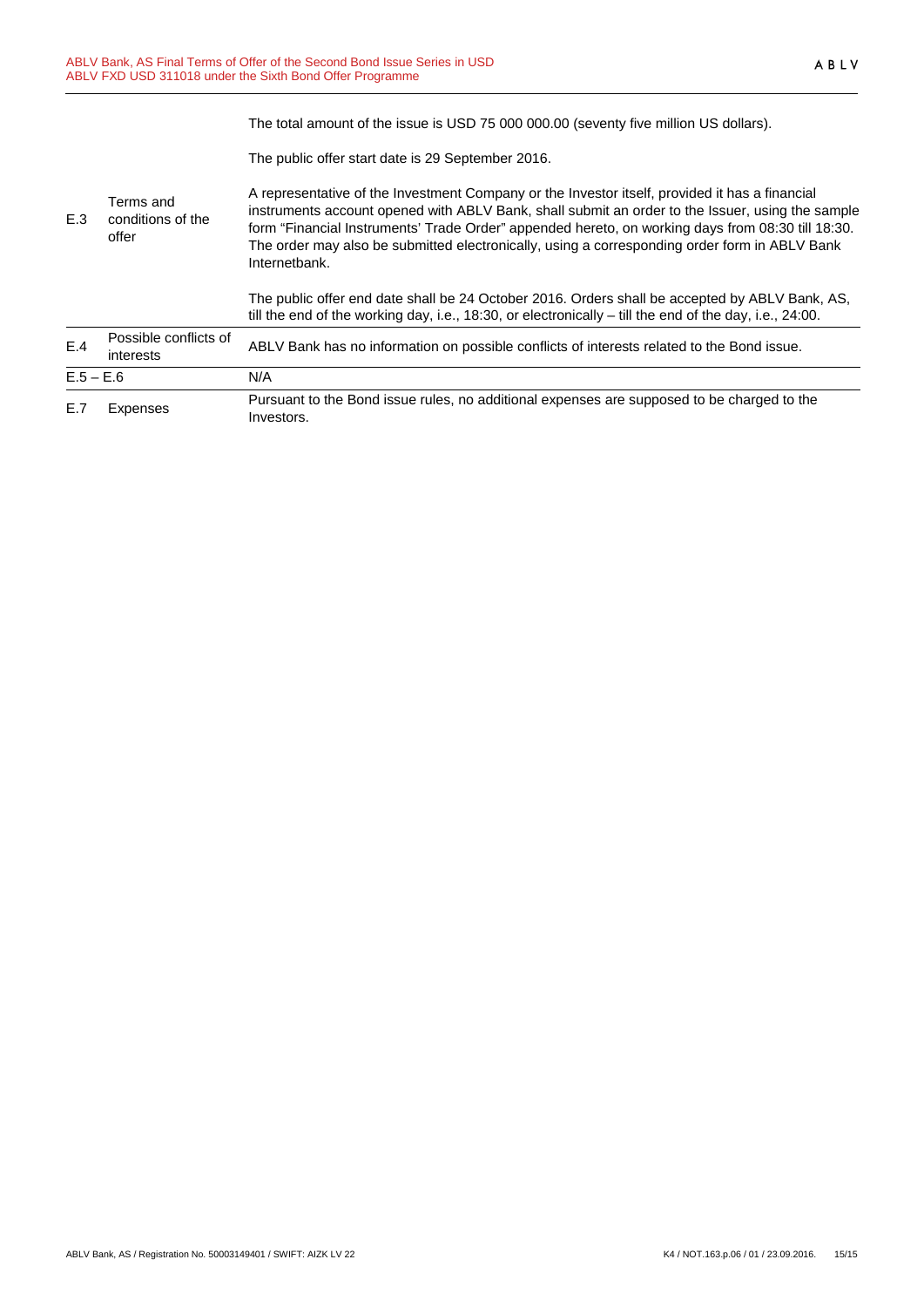| | | |
|---|---|---|
| | | The total amount of the issue is USD 75 000 000.00 (seventy five million US dollars). |
| | | The public offer start date is 29 September 2016. |
| E.3 | Terms and conditions of the offer | A representative of the Investment Company or the Investor itself, provided it has a financial instruments account opened with ABLV Bank, shall submit an order to the Issuer, using the sample form "Financial Instruments' Trade Order" appended hereto, on working days from 08:30 till 18:30. The order may also be submitted electronically, using a corresponding order form in ABLV Bank Internetbank. |
| | | The public offer end date shall be 24 October 2016. Orders shall be accepted by ABLV Bank, AS, till the end of the working day, i.e., 18:30, or electronically – till the end of the day, i.e., 24:00. |
| E.4 | Possible conflicts of interests | ABLV Bank has no information on possible conflicts of interests related to the Bond issue. |
| E.5 – E.6 | | N/A |
| E.7 | Expenses | Pursuant to the Bond issue rules, no additional expenses are supposed to be charged to the Investors. |